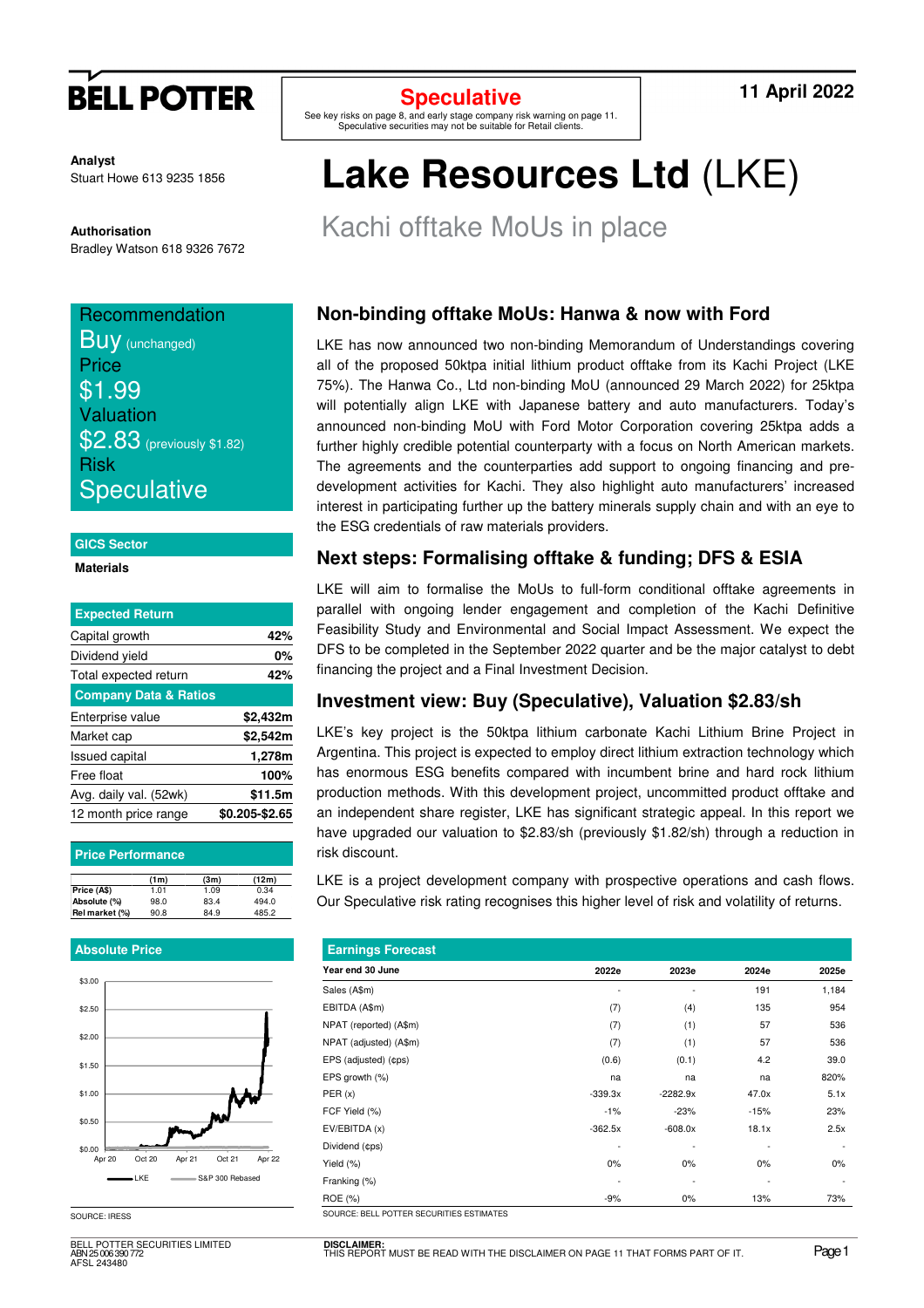# BELL POTTER

**Speculative**

See key risks on page 8, and early stage company risk warning on page 11. Speculative securities may not be suitable for Retail clients.

**11 April 2022**

**Analyst**
Stuart Howe 613 9235 1856

**Authorisation**
Bradley Watson 618 9326 7672

# Lake Resources Ltd (LKE)

## Kachi offtake MoUs in place

Recommendation
**Buy** (unchanged)
Price
**$1.99**
Valuation
**$2.83** (previously $1.82)
Risk
**Speculative**

**GICS Sector**

**Materials**

| Expected Return | |
|---|---|
| Capital growth | 42% |
| Dividend yield | 0% |
| Total expected return | 42% |
| **Company Data & Ratios** | |
| Enterprise value | $2,432m |
| Market cap | $2,542m |
| Issued capital | 1,278m |
| Free float | 100% |
| Avg. daily val. (52wk) | $11.5m |
| 12 month price range | $0.205-$2.65 |

**Price Performance**

| | (1m) | (3m) | (12m) |
|---|---|---|---|
| Price (A$) | 1.01 | 1.09 | 0.34 |
| Absolute (%) | 98.0 | 83.4 | 494.0 |
| Rel market (%) | 90.8 | 84.9 | 485.2 |

**Absolute Price**

SOURCE: IRESS

## Non-binding offtake MoUs: Hanwa & now with Ford

LKE has now announced two non-binding Memorandum of Understandings covering all of the proposed 50ktpa initial lithium product offtake from its Kachi Project (LKE 75%). The Hanwa Co., Ltd non-binding MoU (announced 29 March 2022) for 25ktpa will potentially align LKE with Japanese battery and auto manufacturers. Today's announced non-binding MoU with Ford Motor Corporation covering 25ktpa adds a further highly credible potential counterparty with a focus on North American markets. The agreements and the counterparties add support to ongoing financing and pre-development activities for Kachi. They also highlight auto manufacturers' increased interest in participating further up the battery minerals supply chain and with an eye to the ESG credentials of raw materials providers.

## Next steps: Formalising offtake & funding; DFS & ESIA

LKE will aim to formalise the MoUs to full-form conditional offtake agreements in parallel with ongoing lender engagement and completion of the Kachi Definitive Feasibility Study and Environmental and Social Impact Assessment. We expect the DFS to be completed in the September 2022 quarter and be the major catalyst to debt financing the project and a Final Investment Decision.

## Investment view: Buy (Speculative), Valuation $2.83/sh

LKE's key project is the 50ktpa lithium carbonate Kachi Lithium Brine Project in Argentina. This project is expected to employ direct lithium extraction technology which has enormous ESG benefits compared with incumbent brine and hard rock lithium production methods. With this development project, uncommitted product offtake and an independent share register, LKE has significant strategic appeal. In this report we have upgraded our valuation to $2.83/sh (previously $1.82/sh) through a reduction in risk discount.

LKE is a project development company with prospective operations and cash flows. Our Speculative risk rating recognises this higher level of risk and volatility of returns.

**Earnings Forecast**

| Year end 30 June | 2022e | 2023e | 2024e | 2025e |
|---|---|---|---|---|
| Sales (A$m) | - | - | 191 | 1,184 |
| EBITDA (A$m) | (7) | (4) | 135 | 954 |
| NPAT (reported) (A$m) | (7) | (1) | 57 | 536 |
| NPAT (adjusted) (A$m) | (7) | (1) | 57 | 536 |
| EPS (adjusted) (¢ps) | (0.6) | (0.1) | 4.2 | 39.0 |
| EPS growth (%) | na | na | na | 820% |
| PER (x) | -339.3x | -2282.9x | 47.0x | 5.1x |
| FCF Yield (%) | -1% | -23% | -15% | 23% |
| EV/EBITDA (x) | -362.5x | -608.0x | 18.1x | 2.5x |
| Dividend (¢ps) | - | - | - | - |
| Yield (%) | 0% | 0% | 0% | 0% |
| Franking (%) | - | - | - | - |
| ROE (%) | -9% | 0% | 13% | 73% |

SOURCE: BELL POTTER SECURITIES ESTIMATES

BELL POTTER SECURITIES LIMITED
ABN 25 006 390 772
AFSL 243480

**DISCLAIMER:**
THIS REPORT MUST BE READ WITH THE DISCLAIMER ON PAGE 11 THAT FORMS PART OF IT.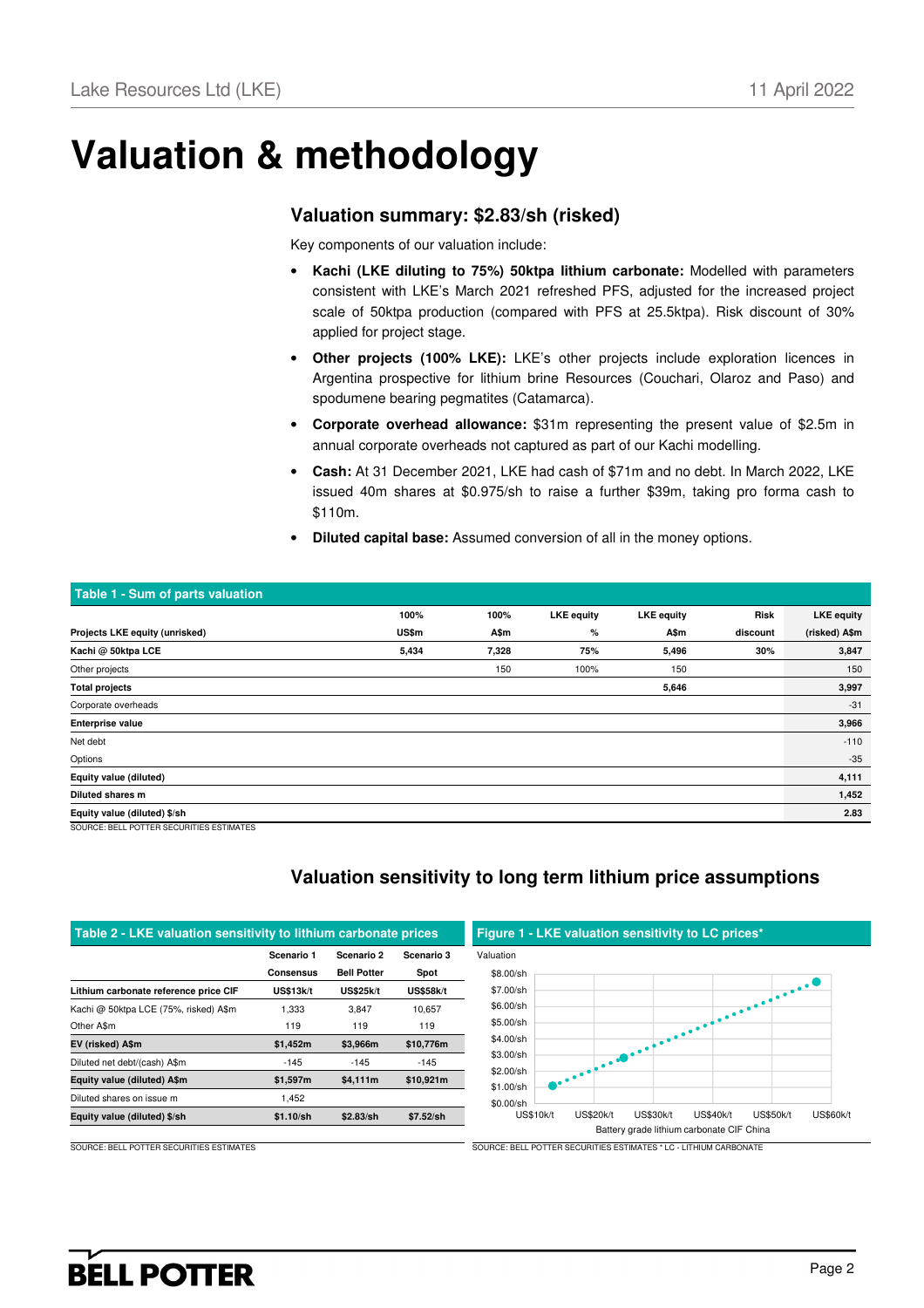# Valuation & methodology

## Valuation summary: $2.83/sh (risked)

Key components of our valuation include:

- **Kachi (LKE diluting to 75%) 50ktpa lithium carbonate:** Modelled with parameters consistent with LKE's March 2021 refreshed PFS, adjusted for the increased project scale of 50ktpa production (compared with PFS at 25.5ktpa). Risk discount of 30% applied for project stage.
- **Other projects (100% LKE):** LKE's other projects include exploration licences in Argentina prospective for lithium brine Resources (Couchari, Olaroz and Paso) and spodumene bearing pegmatites (Catamarca).
- **Corporate overhead allowance:** $31m representing the present value of $2.5m in annual corporate overheads not captured as part of our Kachi modelling.
- **Cash:** At 31 December 2021, LKE had cash of $71m and no debt. In March 2022, LKE issued 40m shares at $0.975/sh to raise a further $39m, taking pro forma cash to $110m.
- **Diluted capital base:** Assumed conversion of all in the money options.

**Table 1 - Sum of parts valuation**

| Projects LKE equity (unrisked) | 100% US$m | 100% A$m | LKE equity % | LKE equity A$m | Risk discount | LKE equity (risked) A$m |
|---|---|---|---|---|---|---|
| **Kachi @ 50ktpa LCE** | **5,434** | **7,328** | **75%** | **5,496** | **30%** | **3,847** |
| Other projects | | 150 | 100% | 150 | | 150 |
| **Total projects** | | | | **5,646** | | **3,997** |
| Corporate overheads | | | | | | -31 |
| **Enterprise value** | | | | | | **3,966** |
| Net debt | | | | | | -110 |
| Options | | | | | | -35 |
| **Equity value (diluted)** | | | | | | **4,111** |
| **Diluted shares m** | | | | | | **1,452** |
| **Equity value (diluted) $/sh** | | | | | | **2.83** |

SOURCE: BELL POTTER SECURITIES ESTIMATES

## Valuation sensitivity to long term lithium price assumptions

**Table 2 - LKE valuation sensitivity to lithium carbonate prices**

| | Scenario 1 Consensus | Scenario 2 Bell Potter | Scenario 3 Spot |
|---|---|---|---|
| **Lithium carbonate reference price CIF** | **US$13k/t** | **US$25k/t** | **US$58k/t** |
| Kachi @ 50ktpa LCE (75%, risked) A$m | 1,333 | 3,847 | 10,657 |
| Other A$m | 119 | 119 | 119 |
| **EV (risked) A$m** | **$1,452m** | **$3,966m** | **$10,776m** |
| Diluted net debt/(cash) A$m | -145 | -145 | -145 |
| **Equity value (diluted) A$m** | **$1,597m** | **$4,111m** | **$10,921m** |
| Diluted shares on issue m | 1,452 | | |
| **Equity value (diluted) $/sh** | **$1.10/sh** | **$2.83/sh** | **$7.52/sh** |

SOURCE: BELL POTTER SECURITIES ESTIMATES

**Figure 1 - LKE valuation sensitivity to LC prices***

SOURCE: BELL POTTER SECURITIES ESTIMATES * LC - LITHIUM CARBONATE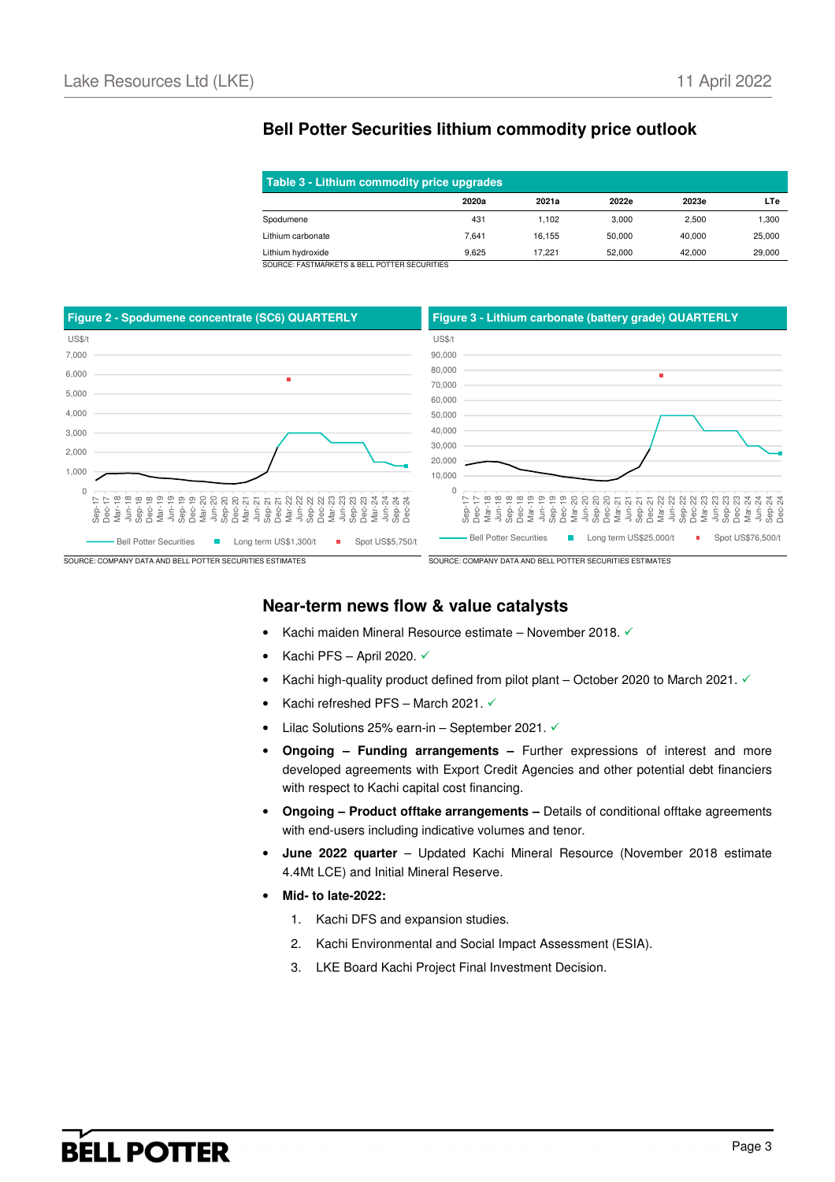## Bell Potter Securities lithium commodity price outlook

**Table 3 - Lithium commodity price upgrades**

| | 2020a | 2021a | 2022e | 2023e | LTe |
|---|---|---|---|---|---|
| Spodumene | 431 | 1,102 | 3,000 | 2,500 | 1,300 |
| Lithium carbonate | 7,641 | 16,155 | 50,000 | 40,000 | 25,000 |
| Lithium hydroxide | 9,625 | 17,221 | 52,000 | 42,000 | 29,000 |

SOURCE: FASTMARKETS & BELL POTTER SECURITIES

**Figure 2 - Spodumene concentrate (SC6) QUARTERLY**

Bell Potter Securities; Long term US$1,300/t; Spot US$5,750/t

SOURCE: COMPANY DATA AND BELL POTTER SECURITIES ESTIMATES

**Figure 3 - Lithium carbonate (battery grade) QUARTERLY**

Bell Potter Securities; Long term US$25,000/t; Spot US$76,500/t

SOURCE: COMPANY DATA AND BELL POTTER SECURITIES ESTIMATES

## Near-term news flow & value catalysts

- Kachi maiden Mineral Resource estimate – November 2018. ✓
- Kachi PFS – April 2020. ✓
- Kachi high-quality product defined from pilot plant – October 2020 to March 2021. ✓
- Kachi refreshed PFS – March 2021. ✓
- Lilac Solutions 25% earn-in – September 2021. ✓
- **Ongoing – Funding arrangements –** Further expressions of interest and more developed agreements with Export Credit Agencies and other potential debt financiers with respect to Kachi capital cost financing.
- **Ongoing – Product offtake arrangements –** Details of conditional offtake agreements with end-users including indicative volumes and tenor.
- **June 2022 quarter** – Updated Kachi Mineral Resource (November 2018 estimate 4.4Mt LCE) and Initial Mineral Reserve.
- **Mid- to late-2022:**
  1. Kachi DFS and expansion studies.
  2. Kachi Environmental and Social Impact Assessment (ESIA).
  3. LKE Board Kachi Project Final Investment Decision.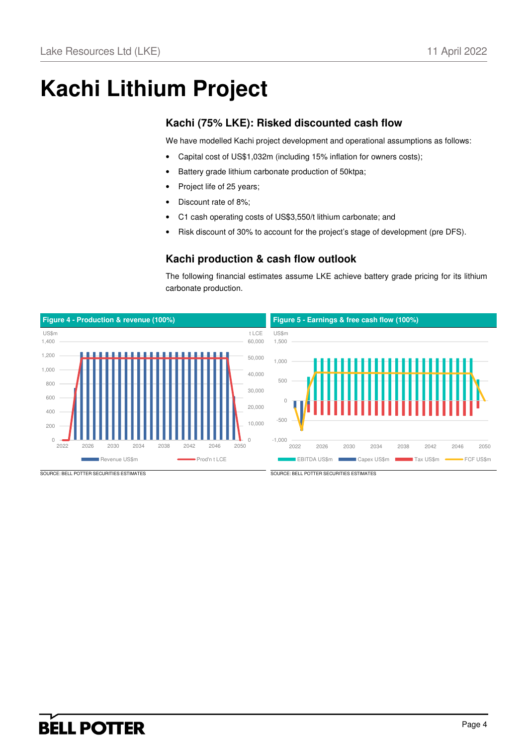# Kachi Lithium Project

## Kachi (75% LKE): Risked discounted cash flow

We have modelled Kachi project development and operational assumptions as follows:

- Capital cost of US$1,032m (including 15% inflation for owners costs);
- Battery grade lithium carbonate production of 50ktpa;
- Project life of 25 years;
- Discount rate of 8%;
- C1 cash operating costs of US$3,550/t lithium carbonate; and
- Risk discount of 30% to account for the project's stage of development (pre DFS).

## Kachi production & cash flow outlook

The following financial estimates assume LKE achieve battery grade pricing for its lithium carbonate production.

**Figure 4 - Production & revenue (100%)**

SOURCE: BELL POTTER SECURITIES ESTIMATES

**Figure 5 - Earnings & free cash flow (100%)**

SOURCE: BELL POTTER SECURITIES ESTIMATES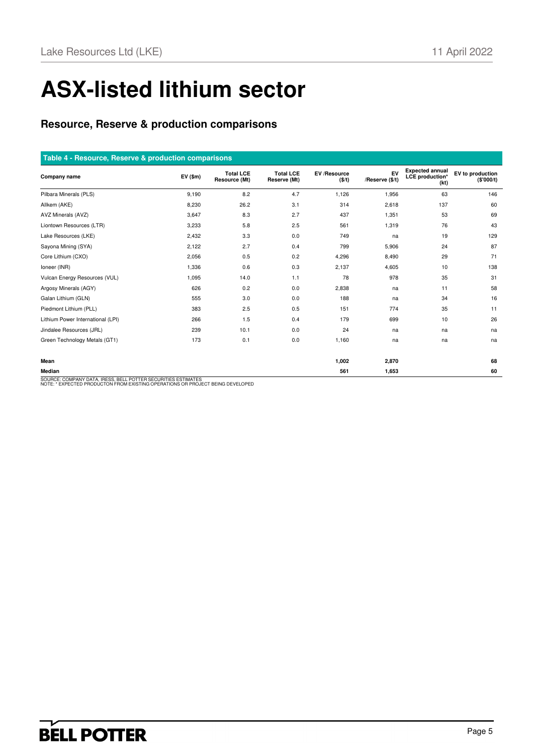# ASX-listed lithium sector

## Resource, Reserve & production comparisons

**Table 4 - Resource, Reserve & production comparisons**

| Company name | EV ($m) | Total LCE Resource (Mt) | Total LCE Reserve (Mt) | EV /Resource ($/t) | EV /Reserve ($/t) | Expected annual LCE production* (kt) | EV to production ($'000/t) |
|---|---|---|---|---|---|---|---|
| Pilbara Minerals (PLS) | 9,190 | 8.2 | 4.7 | 1,126 | 1,956 | 63 | 146 |
| Allkem (AKE) | 8,230 | 26.2 | 3.1 | 314 | 2,618 | 137 | 60 |
| AVZ Minerals (AVZ) | 3,647 | 8.3 | 2.7 | 437 | 1,351 | 53 | 69 |
| Liontown Resources (LTR) | 3,233 | 5.8 | 2.5 | 561 | 1,319 | 76 | 43 |
| Lake Resources (LKE) | 2,432 | 3.3 | 0.0 | 749 | na | 19 | 129 |
| Sayona Mining (SYA) | 2,122 | 2.7 | 0.4 | 799 | 5,906 | 24 | 87 |
| Core Lithium (CXO) | 2,056 | 0.5 | 0.2 | 4,296 | 8,490 | 29 | 71 |
| Ioneer (INR) | 1,336 | 0.6 | 0.3 | 2,137 | 4,605 | 10 | 138 |
| Vulcan Energy Resources (VUL) | 1,095 | 14.0 | 1.1 | 78 | 978 | 35 | 31 |
| Argosy Minerals (AGY) | 626 | 0.2 | 0.0 | 2,838 | na | 11 | 58 |
| Galan Lithium (GLN) | 555 | 3.0 | 0.0 | 188 | na | 34 | 16 |
| Piedmont Lithium (PLL) | 383 | 2.5 | 0.5 | 151 | 774 | 35 | 11 |
| Lithium Power International (LPI) | 266 | 1.5 | 0.4 | 179 | 699 | 10 | 26 |
| Jindalee Resources (JRL) | 239 | 10.1 | 0.0 | 24 | na | na | na |
| Green Technology Metals (GT1) | 173 | 0.1 | 0.0 | 1,160 | na | na | na |
| **Mean** | | | | **1,002** | **2,870** | | **68** |
| **Median** | | | | **561** | **1,653** | | **60** |

SOURCE: COMPANY DATA, IRESS, BELL POTTER SECURITIES ESTIMATES
NOTE: * EXPECTED PRODUCTON FROM EXISTING OPERATIONS OR PROJECT BEING DEVELOPED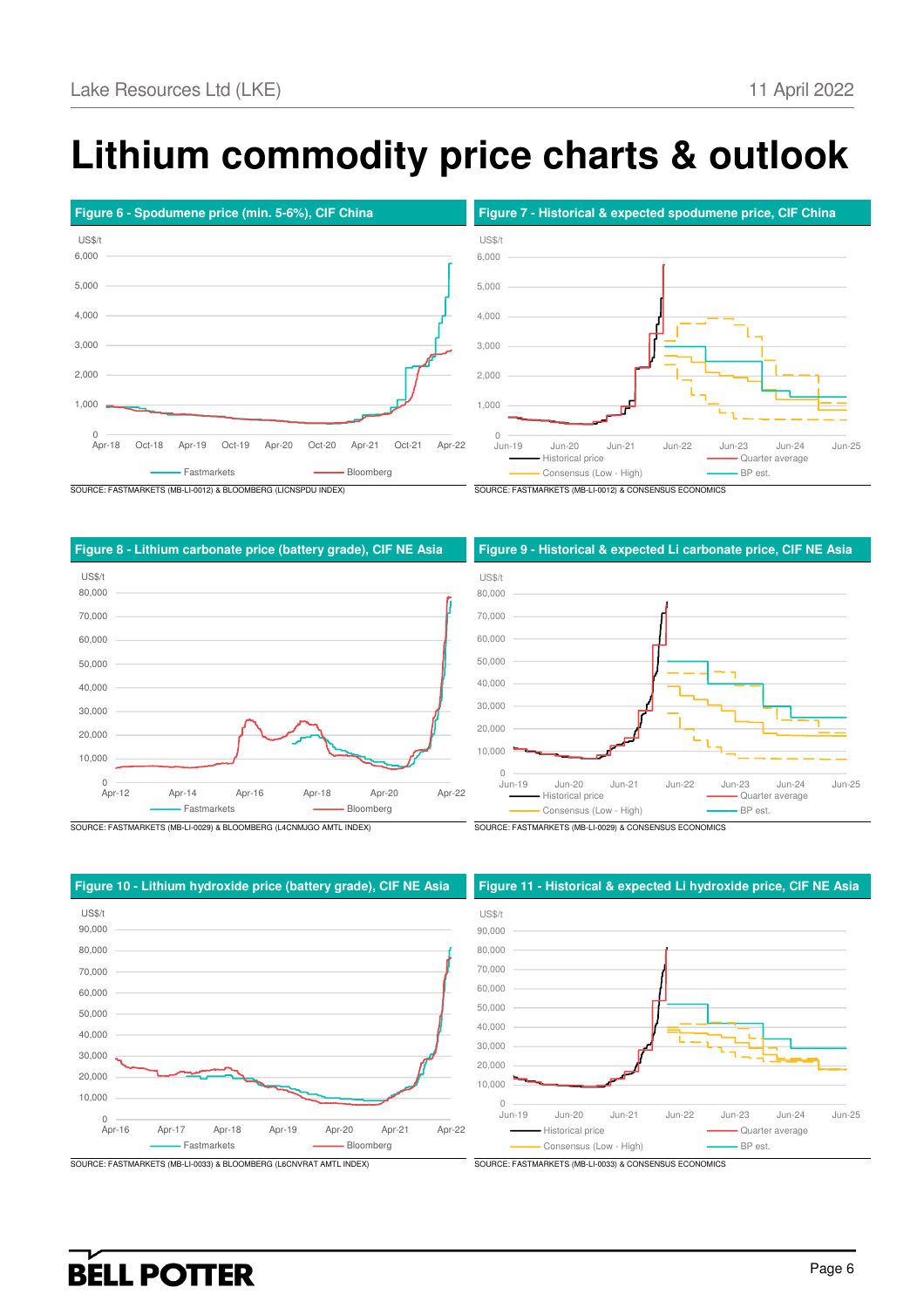# Lithium commodity price charts & outlook

**Figure 6 - Spodumene price (min. 5-6%), CIF China**

SOURCE: FASTMARKETS (MB-LI-0012) & BLOOMBERG (LICNSPDU INDEX)

**Figure 7 - Historical & expected spodumene price, CIF China**

SOURCE: FASTMARKETS (MB-LI-0012) & CONSENSUS ECONOMICS

**Figure 8 - Lithium carbonate price (battery grade), CIF NE Asia**

SOURCE: FASTMARKETS (MB-LI-0029) & BLOOMBERG (L4CNMJGO AMTL INDEX)

**Figure 9 - Historical & expected Li carbonate price, CIF NE Asia**

SOURCE: FASTMARKETS (MB-LI-0029) & CONSENSUS ECONOMICS

**Figure 10 - Lithium hydroxide price (battery grade), CIF NE Asia**

SOURCE: FASTMARKETS (MB-LI-0033) & BLOOMBERG (L6CNVRAT AMTL INDEX)

**Figure 11 - Historical & expected Li hydroxide price, CIF NE Asia**

SOURCE: FASTMARKETS (MB-LI-0033) & CONSENSUS ECONOMICS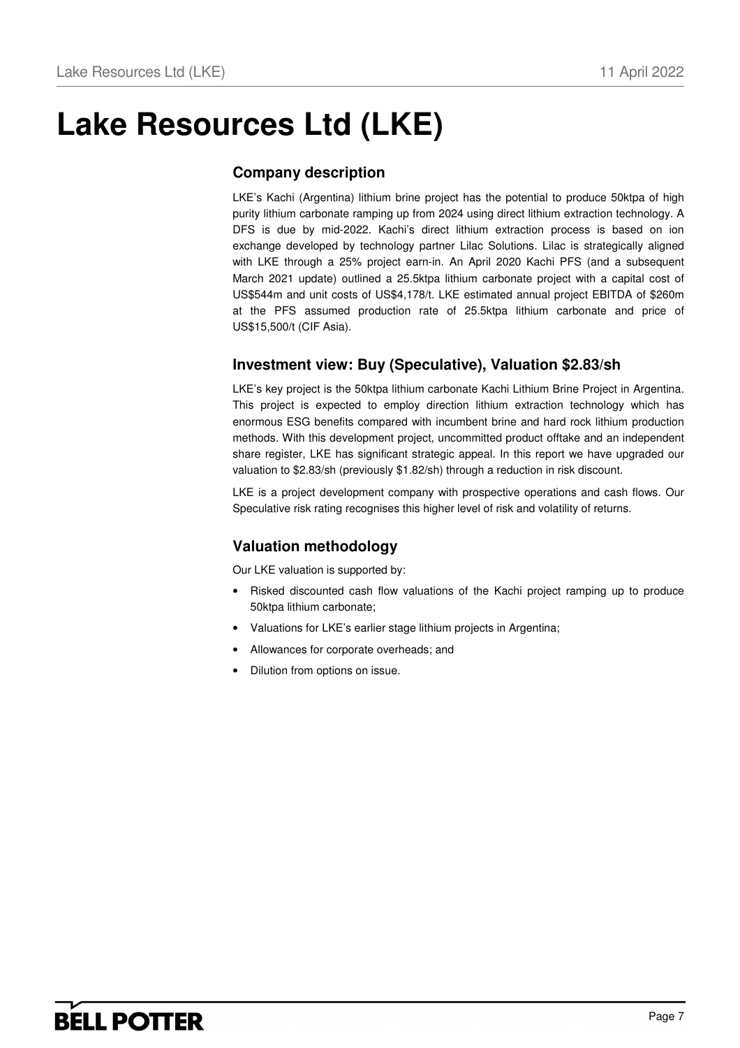# Lake Resources Ltd (LKE)

## Company description

LKE's Kachi (Argentina) lithium brine project has the potential to produce 50ktpa of high purity lithium carbonate ramping up from 2024 using direct lithium extraction technology. A DFS is due by mid-2022. Kachi's direct lithium extraction process is based on ion exchange developed by technology partner Lilac Solutions. Lilac is strategically aligned with LKE through a 25% project earn-in. An April 2020 Kachi PFS (and a subsequent March 2021 update) outlined a 25.5ktpa lithium carbonate project with a capital cost of US$544m and unit costs of US$4,178/t. LKE estimated annual project EBITDA of $260m at the PFS assumed production rate of 25.5ktpa lithium carbonate and price of US$15,500/t (CIF Asia).

## Investment view: Buy (Speculative), Valuation $2.83/sh

LKE's key project is the 50ktpa lithium carbonate Kachi Lithium Brine Project in Argentina. This project is expected to employ direction lithium extraction technology which has enormous ESG benefits compared with incumbent brine and hard rock lithium production methods. With this development project, uncommitted product offtake and an independent share register, LKE has significant strategic appeal. In this report we have upgraded our valuation to $2.83/sh (previously $1.82/sh) through a reduction in risk discount.

LKE is a project development company with prospective operations and cash flows. Our Speculative risk rating recognises this higher level of risk and volatility of returns.

## Valuation methodology

Our LKE valuation is supported by:

- Risked discounted cash flow valuations of the Kachi project ramping up to produce 50ktpa lithium carbonate;
- Valuations for LKE's earlier stage lithium projects in Argentina;
- Allowances for corporate overheads; and
- Dilution from options on issue.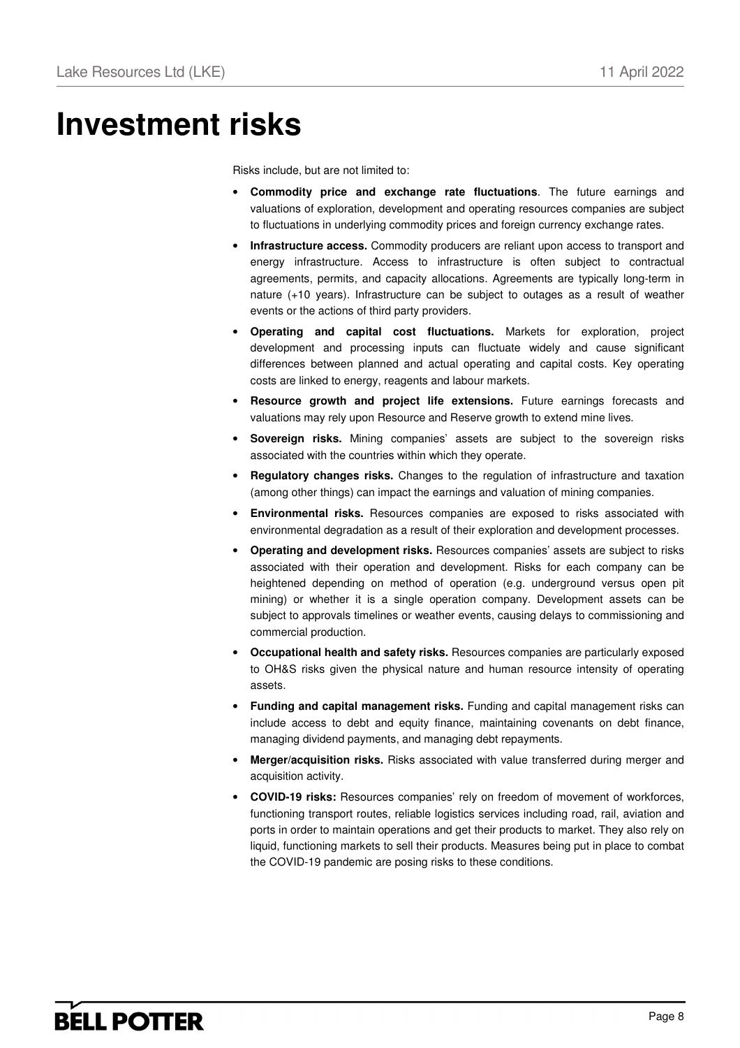# Investment risks

Risks include, but are not limited to:

- **Commodity price and exchange rate fluctuations**. The future earnings and valuations of exploration, development and operating resources companies are subject to fluctuations in underlying commodity prices and foreign currency exchange rates.
- **Infrastructure access.** Commodity producers are reliant upon access to transport and energy infrastructure. Access to infrastructure is often subject to contractual agreements, permits, and capacity allocations. Agreements are typically long-term in nature (+10 years). Infrastructure can be subject to outages as a result of weather events or the actions of third party providers.
- **Operating and capital cost fluctuations.** Markets for exploration, project development and processing inputs can fluctuate widely and cause significant differences between planned and actual operating and capital costs. Key operating costs are linked to energy, reagents and labour markets.
- **Resource growth and project life extensions.** Future earnings forecasts and valuations may rely upon Resource and Reserve growth to extend mine lives.
- **Sovereign risks.** Mining companies' assets are subject to the sovereign risks associated with the countries within which they operate.
- **Regulatory changes risks.** Changes to the regulation of infrastructure and taxation (among other things) can impact the earnings and valuation of mining companies.
- **Environmental risks.** Resources companies are exposed to risks associated with environmental degradation as a result of their exploration and development processes.
- **Operating and development risks.** Resources companies' assets are subject to risks associated with their operation and development. Risks for each company can be heightened depending on method of operation (e.g. underground versus open pit mining) or whether it is a single operation company. Development assets can be subject to approvals timelines or weather events, causing delays to commissioning and commercial production.
- **Occupational health and safety risks.** Resources companies are particularly exposed to OH&S risks given the physical nature and human resource intensity of operating assets.
- **Funding and capital management risks.** Funding and capital management risks can include access to debt and equity finance, maintaining covenants on debt finance, managing dividend payments, and managing debt repayments.
- **Merger/acquisition risks.** Risks associated with value transferred during merger and acquisition activity.
- **COVID-19 risks:** Resources companies' rely on freedom of movement of workforces, functioning transport routes, reliable logistics services including road, rail, aviation and ports in order to maintain operations and get their products to market. They also rely on liquid, functioning markets to sell their products. Measures being put in place to combat the COVID-19 pandemic are posing risks to these conditions.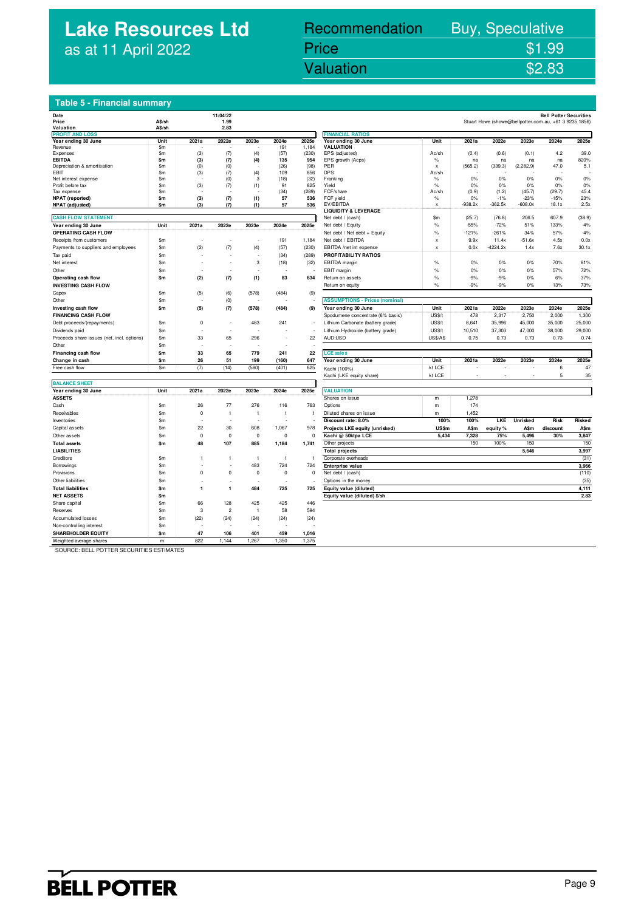# Lake Resources Ltd
as at 11 April 2022

| Recommendation | Buy, Speculative |
|---|---|
| Price | $1.99 |
| Valuation | $2.83 |

## Table 5 - Financial summary

| Date | | 11/04/22 |
|---|---|---|
| Price | A$/sh | 1.99 |
| Valuation | A$/sh | 2.83 |

**Bell Potter Securities**
Stuart Howe (showe@bellpotter.com.au, +61 3 9235 1856)

**PROFIT AND LOSS**

| Year ending 30 June | Unit | 2021a | 2022e | 2023e | 2024e | 2025e |
|---|---|---|---|---|---|---|
| Revenue | $m | - | - | - | 191 | 1,184 |
| Expenses | $m | (3) | (7) | (4) | (57) | (230) |
| **EBITDA** | **$m** | **(3)** | **(7)** | **(4)** | **135** | **954** |
| Depreciation & amortisation | $m | (0) | (0) | - | (26) | (98) |
| EBIT | $m | (3) | (7) | (4) | 109 | 856 |
| Net interest expense | $m | - | (0) | 3 | (18) | (32) |
| Profit before tax | $m | (3) | (7) | (1) | 91 | 825 |
| Tax expense | $m | - | - | - | (34) | (289) |
| **NPAT (reported)** | **$m** | **(3)** | **(7)** | **(1)** | **57** | **536** |
| **NPAT (adjusted)** | **$m** | **(3)** | **(7)** | **(1)** | **57** | **536** |

**CASH FLOW STATEMENT**

| Year ending 30 June | Unit | 2021a | 2022e | 2023e | 2024e | 2025e |
|---|---|---|---|---|---|---|
| **OPERATING CASH FLOW** | | | | | | |
| Receipts from customers | $m | - | - | - | 191 | 1,184 |
| Payments to suppliers and employees | $m | (2) | (7) | (4) | (57) | (230) |
| Tax paid | $m | - | - | - | (34) | (289) |
| Net interest | $m | - | - | 3 | (18) | (32) |
| Other | $m | - | - | - | - | - |
| **Operating cash flow** | **$m** | **(2)** | **(7)** | **(1)** | **83** | **634** |
| **INVESTING CASH FLOW** | | | | | | |
| Capex | $m | (5) | (6) | (578) | (484) | (9) |
| Other | $m | - | (0) | - | - | - |
| **Investing cash flow** | **$m** | **(5)** | **(7)** | **(578)** | **(484)** | **(9)** |
| **FINANCING CASH FLOW** | | | | | | |
| Debt proceeds/(repayments) | $m | 0 | - | 483 | 241 | - |
| Dividends paid | $m | - | - | - | - | - |
| Proceeds share issues (net, incl. options) | $m | 33 | 65 | 296 | - | 22 |
| Other | $m | - | - | - | - | - |
| **Financing cash flow** | **$m** | **33** | **65** | **779** | **241** | **22** |
| **Change in cash** | **$m** | **26** | **51** | **199** | **(160)** | **647** |
| Free cash flow | $m | (7) | (14) | (580) | (401) | 625 |

**BALANCE SHEET**

| Year ending 30 June | Unit | 2021a | 2022e | 2023e | 2024e | 2025e |
|---|---|---|---|---|---|---|
| **ASSETS** | | | | | | |
| Cash | $m | 26 | 77 | 276 | 116 | 763 |
| Receivables | $m | 0 | 1 | 1 | 1 | 1 |
| Inventories | $m | - | - | - | - | - |
| Capital assets | $m | 22 | 30 | 608 | 1,067 | 978 |
| Other assets | $m | 0 | 0 | 0 | 0 | 0 |
| **Total assets** | **$m** | **48** | **107** | **885** | **1,184** | **1,741** |
| **LIABILITIES** | | | | | | |
| Creditors | $m | 1 | 1 | 1 | 1 | 1 |
| Borrowings | $m | - | - | 483 | 724 | 724 |
| Provisions | $m | 0 | 0 | 0 | 0 | 0 |
| Other liabilities | $m | - | - | - | - | - |
| **Total liabilities** | **$m** | **1** | **1** | **484** | **725** | **725** |
| **NET ASSETS** | **$m** | | | | | |
| Share capital | $m | 66 | 128 | 425 | 425 | 446 |
| Reserves | $m | 3 | 2 | 1 | 58 | 594 |
| Accumulated losses | $m | (22) | (24) | (24) | (24) | (24) |
| Non-controlling interest | $m | - | - | - | - | - |
| **SHAREHOLDER EQUITY** | **$m** | **47** | **106** | **401** | **459** | **1,016** |
| Weighted average shares | m | 822 | 1,144 | 1,267 | 1,350 | 1,375 |

**FINANCIAL RATIOS**

| Year ending 30 June | Unit | 2021a | 2022e | 2023e | 2024e | 2025e |
|---|---|---|---|---|---|---|
| **VALUATION** | | | | | | |
| EPS (adjusted) | Ac/sh | (0.4) | (0.6) | (0.1) | 4.2 | 39.0 |
| EPS growth (Acps) | % | na | na | na | na | 820% |
| PER | x | (565.2) | (339.3) | (2,282.9) | 47.0 | 5.1 |
| DPS | Ac/sh | - | - | - | - | - |
| Franking | % | 0% | 0% | 0% | 0% | 0% |
| Yield | % | 0% | 0% | 0% | 0% | 0% |
| FCF/share | Ac/sh | (0.9) | (1.2) | (45.7) | (29.7) | 45.4 |
| FCF yield | % | 0% | -1% | -23% | -15% | 23% |
| EV/EBITDA | x | -938.2x | -362.5x | -608.0x | 18.1x | 2.5x |
| **LIQUIDITY & LEVERAGE** | | | | | | |
| Net debt / (cash) | $m | (25.7) | (76.8) | 206.5 | 607.9 | (38.9) |
| Net debt / Equity | % | -55% | -72% | 51% | 133% | -4% |
| Net debt / Net debt + Equity | % | -121% | -261% | 34% | 57% | -4% |
| Net debt / EBITDA | x | 9.9x | 11.4x | -51.6x | 4.5x | 0.0x |
| EBITDA /net int expense | x | 0.0x | -4224.2x | 1.4x | 7.6x | 30.1x |
| **PROFITABILITY RATIOS** | | | | | | |
| EBITDA margin | % | 0% | 0% | 0% | 70% | 81% |
| EBIT margin | % | 0% | 0% | 0% | 57% | 72% |
| Return on assets | % | -9% | -9% | 0% | 6% | 37% |
| Return on equity | % | -9% | -9% | 0% | 13% | 73% |

**ASSUMPTIONS - Prices (nominal)**

| Year ending 30 June | Unit | 2021a | 2022e | 2023e | 2024e | 2025e |
|---|---|---|---|---|---|---|
| Spodumene concentrate (6% basis) | US$/t | 478 | 2,317 | 2,750 | 2,000 | 1,300 |
| Lithium Carbonate (battery grade) | US$/t | 8,641 | 35,996 | 45,000 | 35,000 | 25,000 |
| Lithium Hydroxide (battery grade) | US$/t | 10,510 | 37,303 | 47,000 | 38,000 | 29,000 |
| AUD:USD | US$/A$ | 0.75 | 0.73 | 0.73 | 0.73 | 0.74 |

**LCE sales**

| Year ending 30 June | Unit | 2021a | 2022e | 2023e | 2024e | 2025e |
|---|---|---|---|---|---|---|
| Kachi (100%) | kt LCE | - | - | - | 6 | 47 |
| Kachi (LKE equity share) | kt LCE | - | - | - | 5 | 35 |

**VALUATION**

| | Unit | | | | | |
|---|---|---|---|---|---|---|
| Shares on issue | m | 1,278 | | | | |
| Options | m | 174 | | | | |
| Diluted shares on issue | m | 1,452 | | | | |
| **Discount rate: 8.0%** | **100%** | **100%** | **LKE** | **Unrisked** | **Risk** | **Risked** |
| **Projects LKE equity (unrisked)** | **US$m** | **A$m** | **equity %** | **A$m** | **discount** | **A$m** |
| **Kachi @ 50ktpa LCE** | **5,434** | **7,328** | **75%** | **5,496** | **30%** | **3,847** |
| Other projects | | 150 | 100% | 150 | | 150 |
| **Total projects** | | | | **5,646** | | **3,997** |
| Corporate overheads | | | | | | (31) |
| **Enterprise value** | | | | | | **3,966** |
| Net debt / (cash) | | | | | | (110) |
| Options in the money | | | | | | (35) |
| **Equity value (diluted)** | | | | | | **4,111** |
| **Equity value (diluted) $/sh** | | | | | | **2.83** |

SOURCE: BELL POTTER SECURITIES ESTIMATES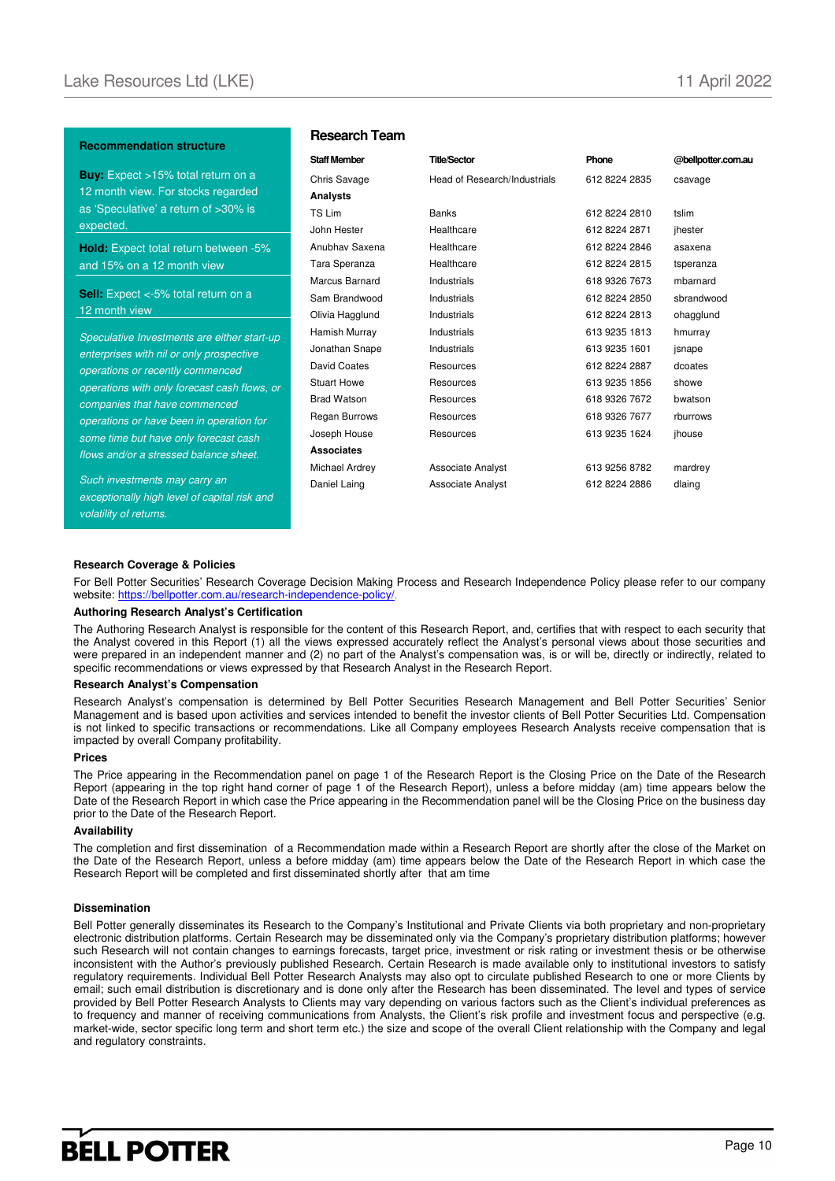**Recommendation structure**

**Buy:** Expect >15% total return on a 12 month view. For stocks regarded as 'Speculative' a return of >30% is expected.

**Hold:** Expect total return between -5% and 15% on a 12 month view

**Sell:** Expect <-5% total return on a 12 month view

*Speculative Investments are either start-up enterprises with nil or only prospective operations or recently commenced operations with only forecast cash flows, or companies that have commenced operations or have been in operation for some time but have only forecast cash flows and/or a stressed balance sheet.*

*Such investments may carry an exceptionally high level of capital risk and volatility of returns.*

## Research Team

| Staff Member | Title/Sector | Phone | @bellpotter.com.au |
|---|---|---|---|
| Chris Savage | Head of Research/Industrials | 612 8224 2835 | csavage |
| **Analysts** | | | |
| TS Lim | Banks | 612 8224 2810 | tslim |
| John Hester | Healthcare | 612 8224 2871 | jhester |
| Anubhav Saxena | Healthcare | 612 8224 2846 | asaxena |
| Tara Speranza | Healthcare | 612 8224 2815 | tsperanza |
| Marcus Barnard | Industrials | 618 9326 7673 | mbarnard |
| Sam Brandwood | Industrials | 612 8224 2850 | sbrandwood |
| Olivia Hagglund | Industrials | 612 8224 2813 | ohagglund |
| Hamish Murray | Industrials | 613 9235 1813 | hmurray |
| Jonathan Snape | Industrials | 613 9235 1601 | jsnape |
| David Coates | Resources | 612 8224 2887 | dcoates |
| Stuart Howe | Resources | 613 9235 1856 | showe |
| Brad Watson | Resources | 618 9326 7672 | bwatson |
| Regan Burrows | Resources | 618 9326 7677 | rburrows |
| Joseph House | Resources | 613 9235 1624 | jhouse |
| **Associates** | | | |
| Michael Ardrey | Associate Analyst | 613 9256 8782 | mardrey |
| Daniel Laing | Associate Analyst | 612 8224 2886 | dlaing |

### Research Coverage & Policies

For Bell Potter Securities' Research Coverage Decision Making Process and Research Independence Policy please refer to our company website: https://bellpotter.com.au/research-independence-policy/.

### Authoring Research Analyst's Certification

The Authoring Research Analyst is responsible for the content of this Research Report, and, certifies that with respect to each security that the Analyst covered in this Report (1) all the views expressed accurately reflect the Analyst's personal views about those securities and were prepared in an independent manner and (2) no part of the Analyst's compensation was, is or will be, directly or indirectly, related to specific recommendations or views expressed by that Research Analyst in the Research Report.

### Research Analyst's Compensation

Research Analyst's compensation is determined by Bell Potter Securities Research Management and Bell Potter Securities' Senior Management and is based upon activities and services intended to benefit the investor clients of Bell Potter Securities Ltd. Compensation is not linked to specific transactions or recommendations. Like all Company employees Research Analysts receive compensation that is impacted by overall Company profitability.

### Prices

The Price appearing in the Recommendation panel on page 1 of the Research Report is the Closing Price on the Date of the Research Report (appearing in the top right hand corner of page 1 of the Research Report), unless a before midday (am) time appears below the Date of the Research Report in which case the Price appearing in the Recommendation panel will be the Closing Price on the business day prior to the Date of the Research Report.

### Availability

The completion and first dissemination of a Recommendation made within a Research Report are shortly after the close of the Market on the Date of the Research Report, unless a before midday (am) time appears below the Date of the Research Report in which case the Research Report will be completed and first disseminated shortly after that am time

### Dissemination

Bell Potter generally disseminates its Research to the Company's Institutional and Private Clients via both proprietary and non-proprietary electronic distribution platforms. Certain Research may be disseminated only via the Company's proprietary distribution platforms; however such Research will not contain changes to earnings forecasts, target price, investment or risk rating or investment thesis or be otherwise inconsistent with the Author's previously published Research. Certain Research is made available only to institutional investors to satisfy regulatory requirements. Individual Bell Potter Research Analysts may also opt to circulate published Research to one or more Clients by email; such email distribution is discretionary and is done only after the Research has been disseminated. The level and types of service provided by Bell Potter Research Analysts to Clients may vary depending on various factors such as the Client's individual preferences as to frequency and manner of receiving communications from Analysts, the Client's risk profile and investment focus and perspective (e.g. market-wide, sector specific long term and short term etc.) the size and scope of the overall Client relationship with the Company and legal and regulatory constraints.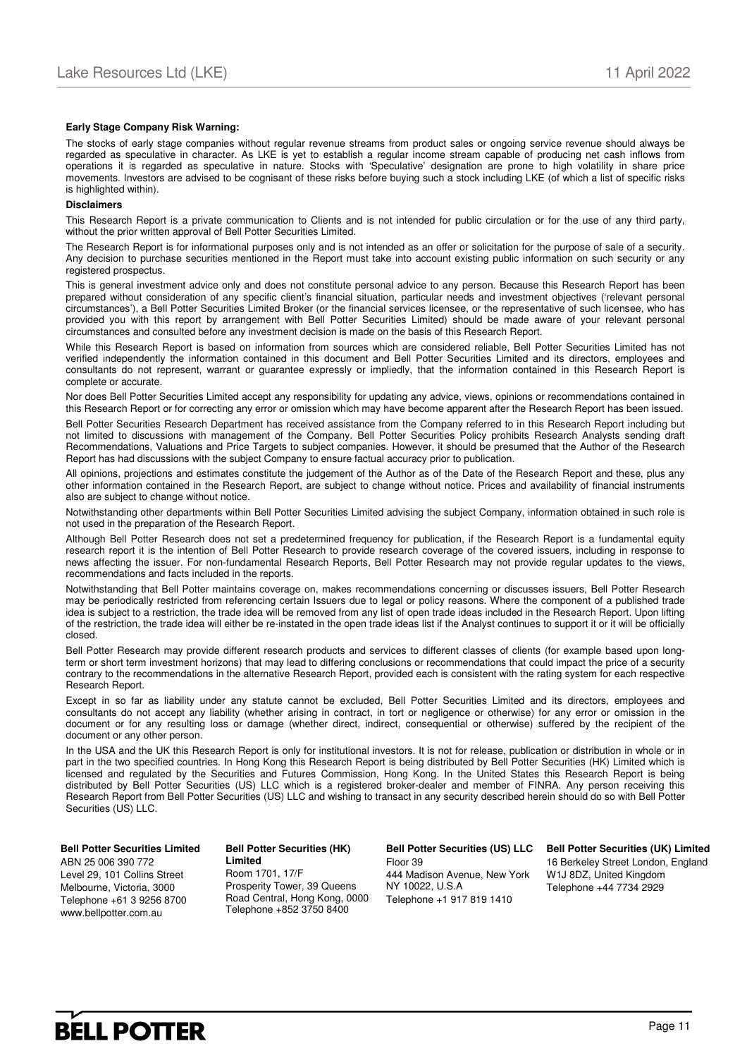**Early Stage Company Risk Warning:**

The stocks of early stage companies without regular revenue streams from product sales or ongoing service revenue should always be regarded as speculative in character. As LKE is yet to establish a regular income stream capable of producing net cash inflows from operations it is regarded as speculative in nature. Stocks with 'Speculative' designation are prone to high volatility in share price movements. Investors are advised to be cognisant of these risks before buying such a stock including LKE (of which a list of specific risks is highlighted within).

**Disclaimers**

This Research Report is a private communication to Clients and is not intended for public circulation or for the use of any third party, without the prior written approval of Bell Potter Securities Limited.

The Research Report is for informational purposes only and is not intended as an offer or solicitation for the purpose of sale of a security. Any decision to purchase securities mentioned in the Report must take into account existing public information on such security or any registered prospectus.

This is general investment advice only and does not constitute personal advice to any person. Because this Research Report has been prepared without consideration of any specific client's financial situation, particular needs and investment objectives ('relevant personal circumstances'), a Bell Potter Securities Limited Broker (or the financial services licensee, or the representative of such licensee, who has provided you with this report by arrangement with Bell Potter Securities Limited) should be made aware of your relevant personal circumstances and consulted before any investment decision is made on the basis of this Research Report.

While this Research Report is based on information from sources which are considered reliable, Bell Potter Securities Limited has not verified independently the information contained in this document and Bell Potter Securities Limited and its directors, employees and consultants do not represent, warrant or guarantee expressly or impliedly, that the information contained in this Research Report is complete or accurate.

Nor does Bell Potter Securities Limited accept any responsibility for updating any advice, views, opinions or recommendations contained in this Research Report or for correcting any error or omission which may have become apparent after the Research Report has been issued.

Bell Potter Securities Research Department has received assistance from the Company referred to in this Research Report including but not limited to discussions with management of the Company. Bell Potter Securities Policy prohibits Research Analysts sending draft Recommendations, Valuations and Price Targets to subject companies. However, it should be presumed that the Author of the Research Report has had discussions with the subject Company to ensure factual accuracy prior to publication.

All opinions, projections and estimates constitute the judgement of the Author as of the Date of the Research Report and these, plus any other information contained in the Research Report, are subject to change without notice. Prices and availability of financial instruments also are subject to change without notice.

Notwithstanding other departments within Bell Potter Securities Limited advising the subject Company, information obtained in such role is not used in the preparation of the Research Report.

Although Bell Potter Research does not set a predetermined frequency for publication, if the Research Report is a fundamental equity research report it is the intention of Bell Potter Research to provide research coverage of the covered issuers, including in response to news affecting the issuer. For non-fundamental Research Reports, Bell Potter Research may not provide regular updates to the views, recommendations and facts included in the reports.

Notwithstanding that Bell Potter maintains coverage on, makes recommendations concerning or discusses issuers, Bell Potter Research may be periodically restricted from referencing certain Issuers due to legal or policy reasons. Where the component of a published trade idea is subject to a restriction, the trade idea will be removed from any list of open trade ideas included in the Research Report. Upon lifting of the restriction, the trade idea will either be re-instated in the open trade ideas list if the Analyst continues to support it or it will be officially closed.

Bell Potter Research may provide different research products and services to different classes of clients (for example based upon long-term or short term investment horizons) that may lead to differing conclusions or recommendations that could impact the price of a security contrary to the recommendations in the alternative Research Report, provided each is consistent with the rating system for each respective Research Report.

Except in so far as liability under any statute cannot be excluded, Bell Potter Securities Limited and its directors, employees and consultants do not accept any liability (whether arising in contract, in tort or negligence or otherwise) for any error or omission in the document or for any resulting loss or damage (whether direct, indirect, consequential or otherwise) suffered by the recipient of the document or any other person.

In the USA and the UK this Research Report is only for institutional investors. It is not for release, publication or distribution in whole or in part in the two specified countries. In Hong Kong this Research Report is being distributed by Bell Potter Securities (HK) Limited which is licensed and regulated by the Securities and Futures Commission, Hong Kong. In the United States this Research Report is being distributed by Bell Potter Securities (US) LLC which is a registered broker-dealer and member of FINRA. Any person receiving this Research Report from Bell Potter Securities (US) LLC and wishing to transact in any security described herein should do so with Bell Potter Securities (US) LLC.

**Bell Potter Securities Limited**
ABN 25 006 390 772
Level 29, 101 Collins Street
Melbourne, Victoria, 3000
Telephone +61 3 9256 8700
www.bellpotter.com.au

**Bell Potter Securities (HK) Limited**
Room 1701, 17/F
Prosperity Tower, 39 Queens Road Central, Hong Kong, 0000
Telephone +852 3750 8400

**Bell Potter Securities (US) LLC**
Floor 39
444 Madison Avenue, New York NY 10022, U.S.A
Telephone +1 917 819 1410

**Bell Potter Securities (UK) Limited**
16 Berkeley Street London, England W1J 8DZ, United Kingdom
Telephone +44 7734 2929